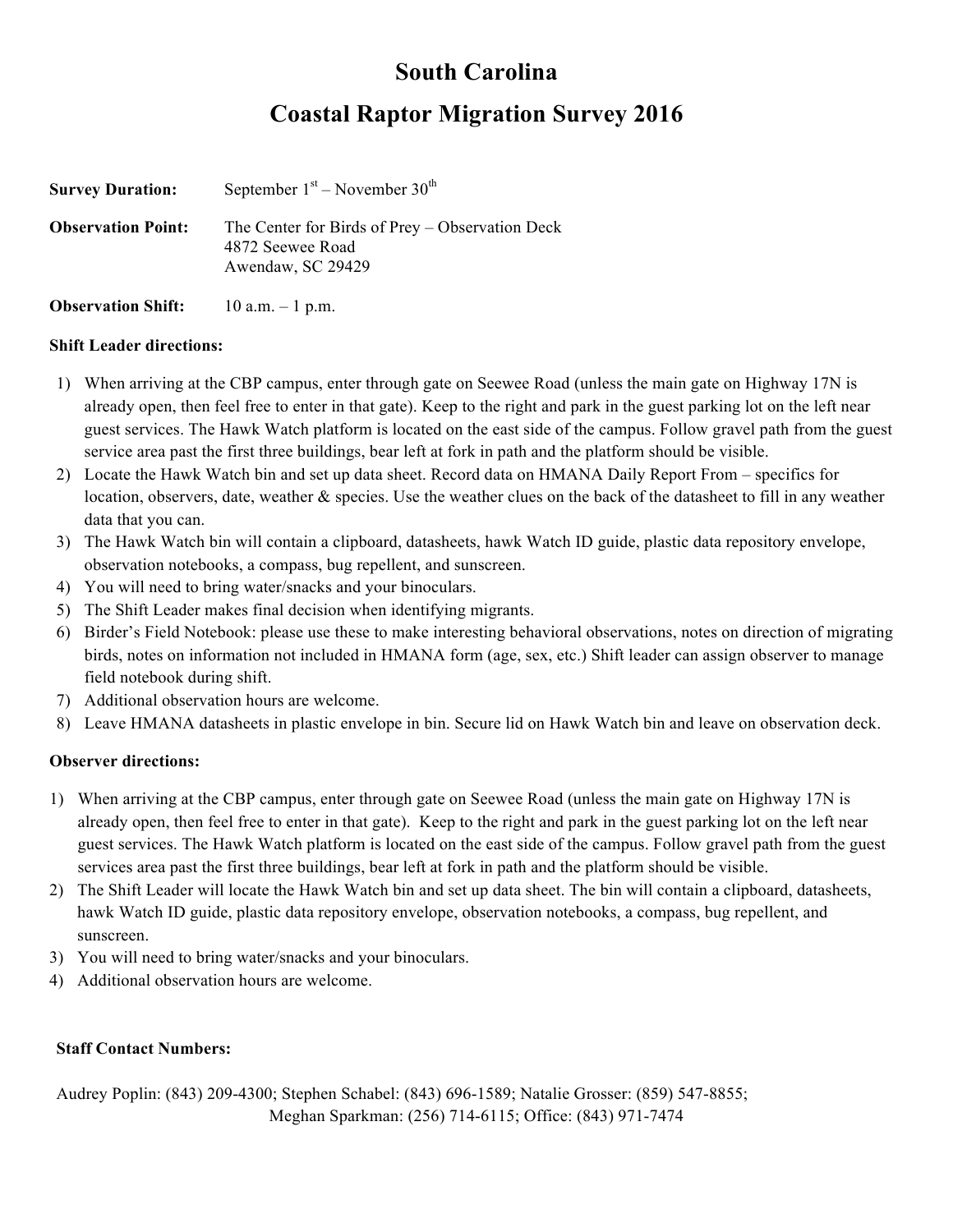# South Carolina

# Coastal Raptor Migration Survey 2016

**Survey Duration:** September 1st – November 30th

**Observation Point:** The Center for Birds of Prey – Observation Deck
4872 Seewee Road
Awendaw, SC 29429

**Observation Shift:** 10 a.m. – 1 p.m.

**Shift Leader directions:**

1) When arriving at the CBP campus, enter through gate on Seewee Road (unless the main gate on Highway 17N is already open, then feel free to enter in that gate). Keep to the right and park in the guest parking lot on the left near guest services. The Hawk Watch platform is located on the east side of the campus. Follow gravel path from the guest service area past the first three buildings, bear left at fork in path and the platform should be visible.
2) Locate the Hawk Watch bin and set up data sheet. Record data on HMANA Daily Report From – specifics for location, observers, date, weather & species. Use the weather clues on the back of the datasheet to fill in any weather data that you can.
3) The Hawk Watch bin will contain a clipboard, datasheets, hawk Watch ID guide, plastic data repository envelope, observation notebooks, a compass, bug repellent, and sunscreen.
4) You will need to bring water/snacks and your binoculars.
5) The Shift Leader makes final decision when identifying migrants.
6) Birder's Field Notebook: please use these to make interesting behavioral observations, notes on direction of migrating birds, notes on information not included in HMANA form (age, sex, etc.) Shift leader can assign observer to manage field notebook during shift.
7) Additional observation hours are welcome.
8) Leave HMANA datasheets in plastic envelope in bin. Secure lid on Hawk Watch bin and leave on observation deck.

**Observer directions:**

1) When arriving at the CBP campus, enter through gate on Seewee Road (unless the main gate on Highway 17N is already open, then feel free to enter in that gate). Keep to the right and park in the guest parking lot on the left near guest services. The Hawk Watch platform is located on the east side of the campus. Follow gravel path from the guest services area past the first three buildings, bear left at fork in path and the platform should be visible.
2) The Shift Leader will locate the Hawk Watch bin and set up data sheet. The bin will contain a clipboard, datasheets, hawk Watch ID guide, plastic data repository envelope, observation notebooks, a compass, bug repellent, and sunscreen.
3) You will need to bring water/snacks and your binoculars.
4) Additional observation hours are welcome.

**Staff Contact Numbers:**

Audrey Poplin: (843) 209-4300; Stephen Schabel: (843) 696-1589; Natalie Grosser: (859) 547-8855; Meghan Sparkman: (256) 714-6115; Office: (843) 971-7474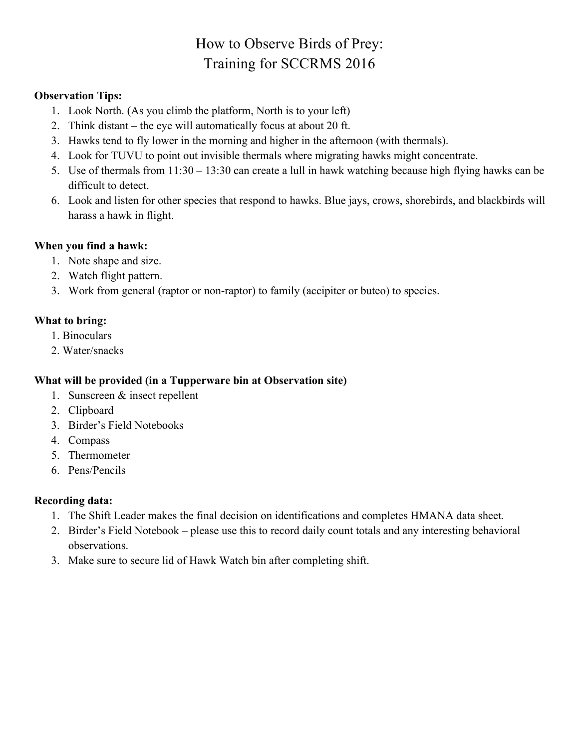# How to Observe Birds of Prey:
# Training for SCCRMS 2016

**Observation Tips:**

1. Look North. (As you climb the platform, North is to your left)
2. Think distant – the eye will automatically focus at about 20 ft.
3. Hawks tend to fly lower in the morning and higher in the afternoon (with thermals).
4. Look for TUVU to point out invisible thermals where migrating hawks might concentrate.
5. Use of thermals from 11:30 – 13:30 can create a lull in hawk watching because high flying hawks can be difficult to detect.
6. Look and listen for other species that respond to hawks. Blue jays, crows, shorebirds, and blackbirds will harass a hawk in flight.

**When you find a hawk:**

1. Note shape and size.
2. Watch flight pattern.
3. Work from general (raptor or non-raptor) to family (accipiter or buteo) to species.

**What to bring:**

1. Binoculars
2. Water/snacks

**What will be provided (in a Tupperware bin at Observation site)**

1. Sunscreen & insect repellent
2. Clipboard
3. Birder's Field Notebooks
4. Compass
5. Thermometer
6. Pens/Pencils

**Recording data:**

1. The Shift Leader makes the final decision on identifications and completes HMANA data sheet.
2. Birder's Field Notebook – please use this to record daily count totals and any interesting behavioral observations.
3. Make sure to secure lid of Hawk Watch bin after completing shift.